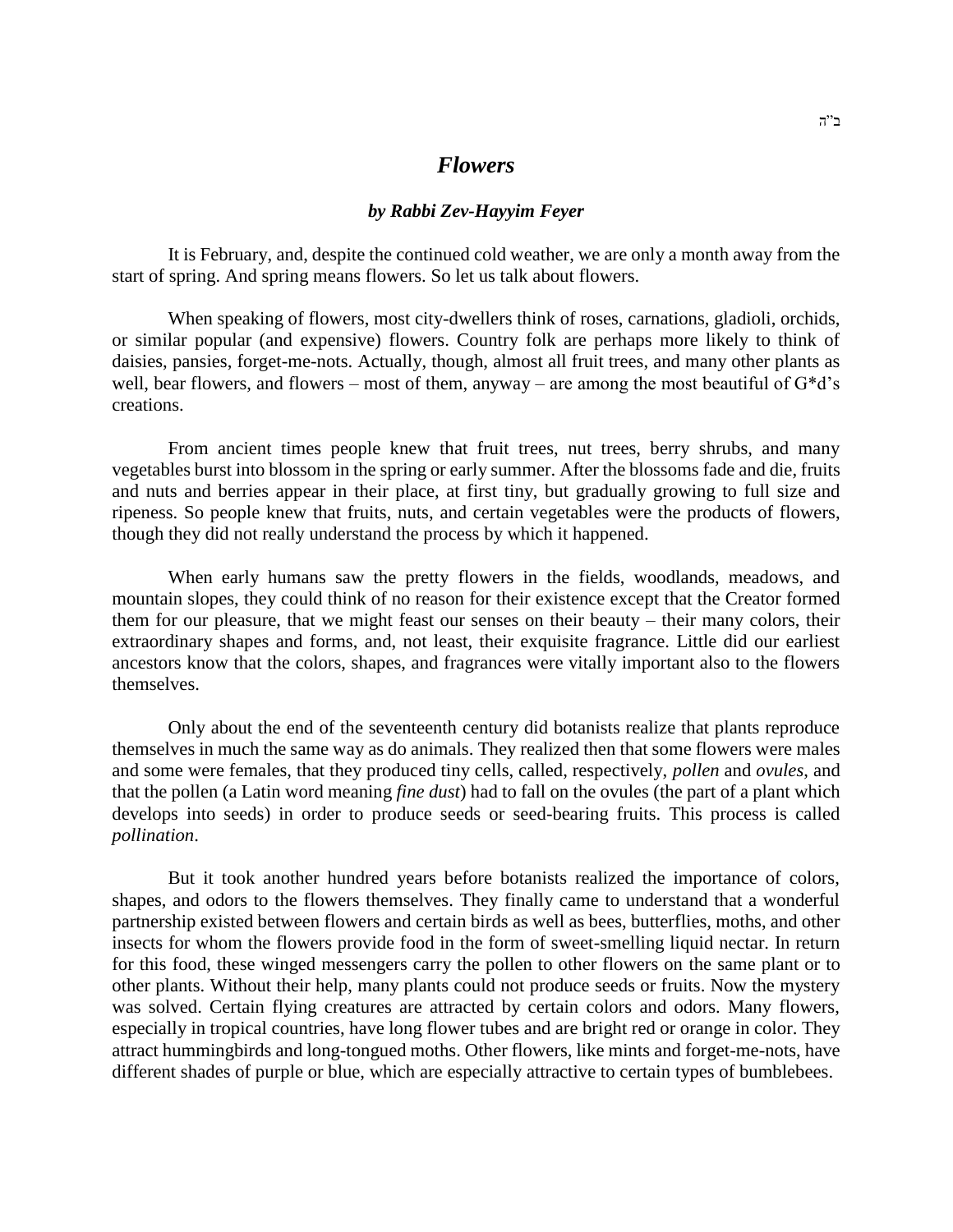ב"ה

# *Flowers*

***by Rabbi Zev-Hayyim Feyer***

It is February, and, despite the continued cold weather, we are only a month away from the start of spring. And spring means flowers. So let us talk about flowers.

When speaking of flowers, most city-dwellers think of roses, carnations, gladioli, orchids, or similar popular (and expensive) flowers. Country folk are perhaps more likely to think of daisies, pansies, forget-me-nots. Actually, though, almost all fruit trees, and many other plants as well, bear flowers, and flowers – most of them, anyway – are among the most beautiful of G*d's creations.

From ancient times people knew that fruit trees, nut trees, berry shrubs, and many vegetables burst into blossom in the spring or early summer. After the blossoms fade and die, fruits and nuts and berries appear in their place, at first tiny, but gradually growing to full size and ripeness. So people knew that fruits, nuts, and certain vegetables were the products of flowers, though they did not really understand the process by which it happened.

When early humans saw the pretty flowers in the fields, woodlands, meadows, and mountain slopes, they could think of no reason for their existence except that the Creator formed them for our pleasure, that we might feast our senses on their beauty – their many colors, their extraordinary shapes and forms, and, not least, their exquisite fragrance. Little did our earliest ancestors know that the colors, shapes, and fragrances were vitally important also to the flowers themselves.

Only about the end of the seventeenth century did botanists realize that plants reproduce themselves in much the same way as do animals. They realized then that some flowers were males and some were females, that they produced tiny cells, called, respectively, *pollen* and *ovules*, and that the pollen (a Latin word meaning *fine dust*) had to fall on the ovules (the part of a plant which develops into seeds) in order to produce seeds or seed-bearing fruits. This process is called *pollination*.

But it took another hundred years before botanists realized the importance of colors, shapes, and odors to the flowers themselves. They finally came to understand that a wonderful partnership existed between flowers and certain birds as well as bees, butterflies, moths, and other insects for whom the flowers provide food in the form of sweet-smelling liquid nectar. In return for this food, these winged messengers carry the pollen to other flowers on the same plant or to other plants. Without their help, many plants could not produce seeds or fruits. Now the mystery was solved. Certain flying creatures are attracted by certain colors and odors. Many flowers, especially in tropical countries, have long flower tubes and are bright red or orange in color. They attract hummingbirds and long-tongued moths. Other flowers, like mints and forget-me-nots, have different shades of purple or blue, which are especially attractive to certain types of bumblebees.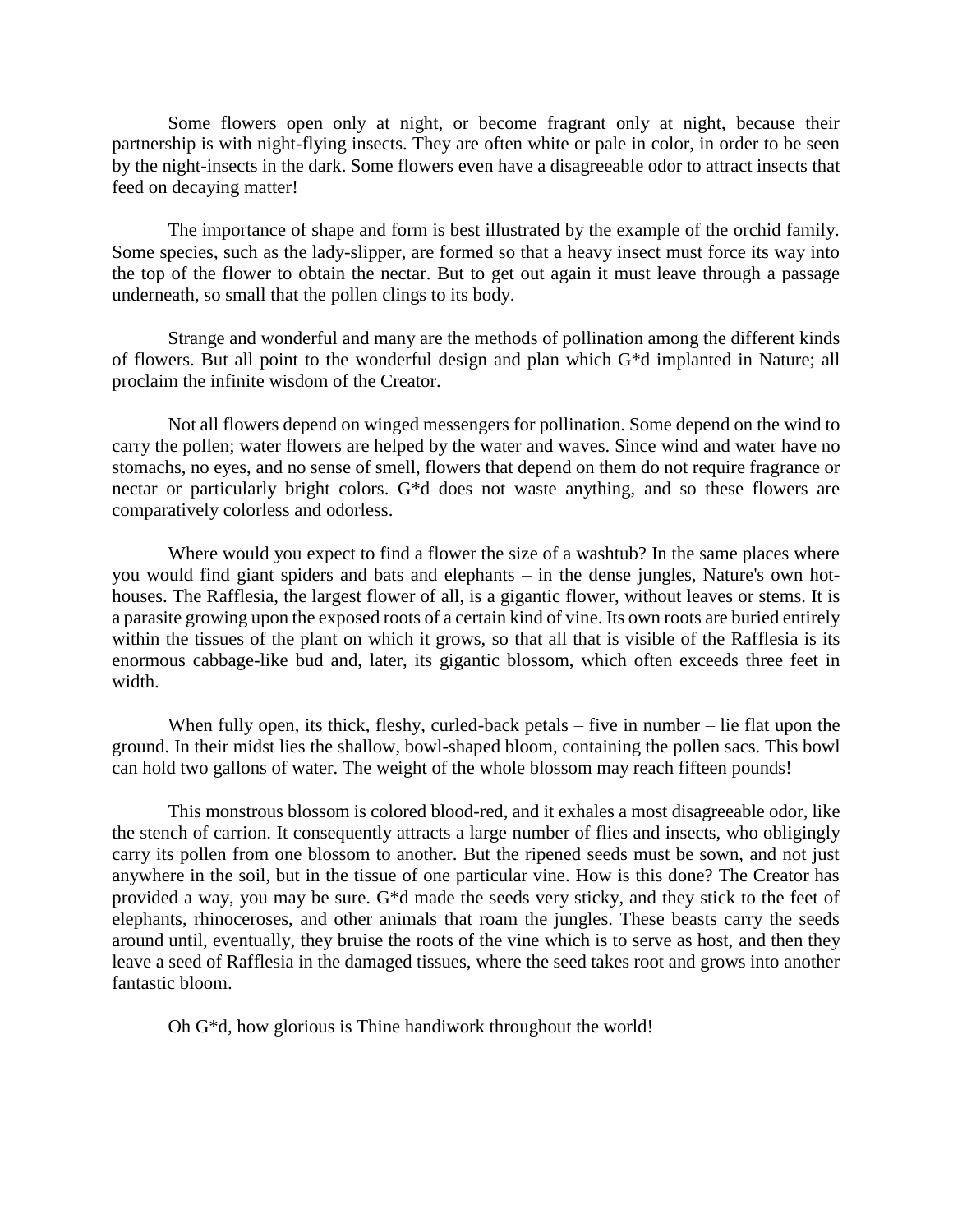Some flowers open only at night, or become fragrant only at night, because their partnership is with night-flying insects. They are often white or pale in color, in order to be seen by the night-insects in the dark. Some flowers even have a disagreeable odor to attract insects that feed on decaying matter!

The importance of shape and form is best illustrated by the example of the orchid family. Some species, such as the lady-slipper, are formed so that a heavy insect must force its way into the top of the flower to obtain the nectar. But to get out again it must leave through a passage underneath, so small that the pollen clings to its body.

Strange and wonderful and many are the methods of pollination among the different kinds of flowers. But all point to the wonderful design and plan which G*d implanted in Nature; all proclaim the infinite wisdom of the Creator.

Not all flowers depend on winged messengers for pollination. Some depend on the wind to carry the pollen; water flowers are helped by the water and waves. Since wind and water have no stomachs, no eyes, and no sense of smell, flowers that depend on them do not require fragrance or nectar or particularly bright colors. G*d does not waste anything, and so these flowers are comparatively colorless and odorless.

Where would you expect to find a flower the size of a washtub? In the same places where you would find giant spiders and bats and elephants – in the dense jungles, Nature's own hot-houses. The Rafflesia, the largest flower of all, is a gigantic flower, without leaves or stems. It is a parasite growing upon the exposed roots of a certain kind of vine. Its own roots are buried entirely within the tissues of the plant on which it grows, so that all that is visible of the Rafflesia is its enormous cabbage-like bud and, later, its gigantic blossom, which often exceeds three feet in width.

When fully open, its thick, fleshy, curled-back petals – five in number – lie flat upon the ground. In their midst lies the shallow, bowl-shaped bloom, containing the pollen sacs. This bowl can hold two gallons of water. The weight of the whole blossom may reach fifteen pounds!

This monstrous blossom is colored blood-red, and it exhales a most disagreeable odor, like the stench of carrion. It consequently attracts a large number of flies and insects, who obligingly carry its pollen from one blossom to another. But the ripened seeds must be sown, and not just anywhere in the soil, but in the tissue of one particular vine. How is this done? The Creator has provided a way, you may be sure. G*d made the seeds very sticky, and they stick to the feet of elephants, rhinoceroses, and other animals that roam the jungles. These beasts carry the seeds around until, eventually, they bruise the roots of the vine which is to serve as host, and then they leave a seed of Rafflesia in the damaged tissues, where the seed takes root and grows into another fantastic bloom.

Oh G*d, how glorious is Thine handiwork throughout the world!